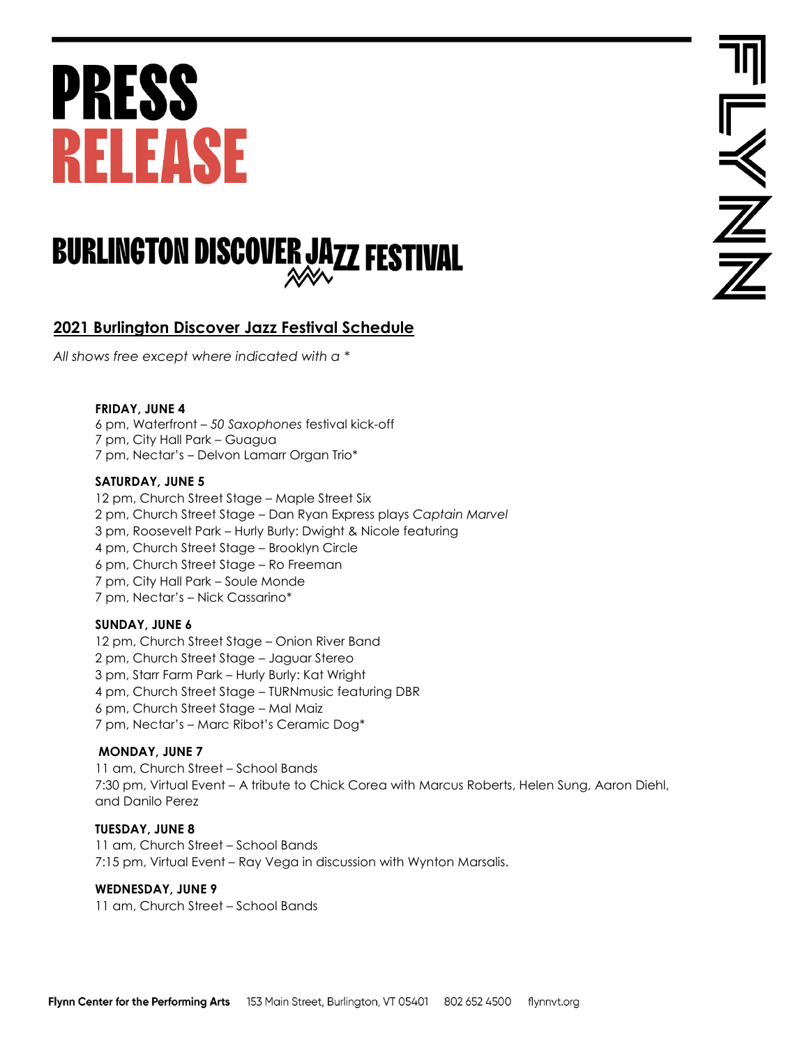# PRESS RELEASE

## BURLINGTON DISCOVER JAZZ FESTIVAL

### 2021 Burlington Discover Jazz Festival Schedule

*All shows free except where indicated with a **

**FRIDAY, JUNE 4**
6 pm, Waterfront – *50 Saxophones* festival kick-off
7 pm, City Hall Park – Guagua
7 pm, Nectar's – Delvon Lamarr Organ Trio*

**SATURDAY, JUNE 5**
12 pm, Church Street Stage – Maple Street Six
2 pm, Church Street Stage – Dan Ryan Express plays *Captain Marvel*
3 pm, Roosevelt Park – Hurly Burly: Dwight & Nicole featuring
4 pm, Church Street Stage – Brooklyn Circle
6 pm, Church Street Stage – Ro Freeman
7 pm, City Hall Park – Soule Monde
7 pm, Nectar's – Nick Cassarino*

**SUNDAY, JUNE 6**
12 pm, Church Street Stage – Onion River Band
2 pm, Church Street Stage – Jaguar Stereo
3 pm, Starr Farm Park – Hurly Burly: Kat Wright
4 pm, Church Street Stage – TURNmusic featuring DBR
6 pm, Church Street Stage – Mal Maiz
7 pm, Nectar's – Marc Ribot's Ceramic Dog*

**MONDAY, JUNE 7**
11 am, Church Street – School Bands
7:30 pm, Virtual Event – A tribute to Chick Corea with Marcus Roberts, Helen Sung, Aaron Diehl, and Danilo Perez

**TUESDAY, JUNE 8**
11 am, Church Street – School Bands
7:15 pm, Virtual Event – Ray Vega in discussion with Wynton Marsalis.

**WEDNESDAY, JUNE 9**
11 am, Church Street – School Bands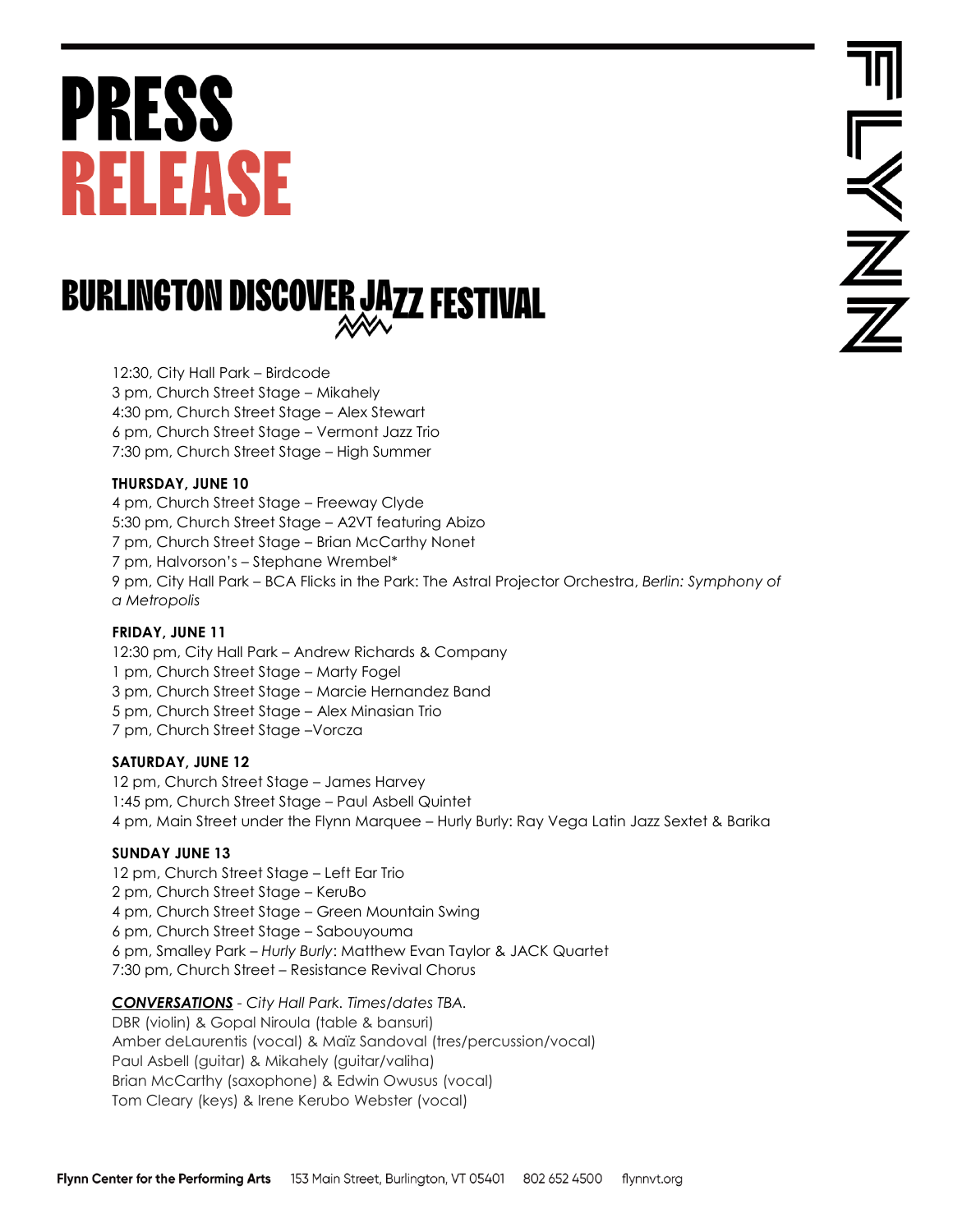# PRESS RELEASE

## BURLINGTON DISCOVER JAZZ FESTIVAL

12:30, City Hall Park – Birdcode
3 pm, Church Street Stage – Mikahely
4:30 pm, Church Street Stage – Alex Stewart
6 pm, Church Street Stage – Vermont Jazz Trio
7:30 pm, Church Street Stage – High Summer

**THURSDAY, JUNE 10**
4 pm, Church Street Stage – Freeway Clyde
5:30 pm, Church Street Stage – A2VT featuring Abizo
7 pm, Church Street Stage – Brian McCarthy Nonet
7 pm, Halvorson's – Stephane Wrembel*
9 pm, City Hall Park – BCA Flicks in the Park: The Astral Projector Orchestra, *Berlin: Symphony of a Metropolis*

**FRIDAY, JUNE 11**
12:30 pm, City Hall Park – Andrew Richards & Company
1 pm, Church Street Stage – Marty Fogel
3 pm, Church Street Stage – Marcie Hernandez Band
5 pm, Church Street Stage – Alex Minasian Trio
7 pm, Church Street Stage –Vorcza

**SATURDAY, JUNE 12**
12 pm, Church Street Stage – James Harvey
1:45 pm, Church Street Stage – Paul Asbell Quintet
4 pm, Main Street under the Flynn Marquee – Hurly Burly: Ray Vega Latin Jazz Sextet & Barika

**SUNDAY JUNE 13**
12 pm, Church Street Stage – Left Ear Trio
2 pm, Church Street Stage – KeruBo
4 pm, Church Street Stage – Green Mountain Swing
6 pm, Church Street Stage – Sabouyouma
6 pm, Smalley Park – *Hurly Burly*: Matthew Evan Taylor & JACK Quartet
7:30 pm, Church Street – Resistance Revival Chorus

***CONVERSATIONS*** *- City Hall Park. Times/dates TBA.*
DBR (violin) & Gopal Niroula (table & bansuri)
Amber deLaurentis (vocal) & Maïz Sandoval (tres/percussion/vocal)
Paul Asbell (guitar) & Mikahely (guitar/valiha)
Brian McCarthy (saxophone) & Edwin Owusus (vocal)
Tom Cleary (keys) & Irene Kerubo Webster (vocal)

**Flynn Center for the Performing Arts** 153 Main Street, Burlington, VT 05401 802 652 4500 flynnvt.org